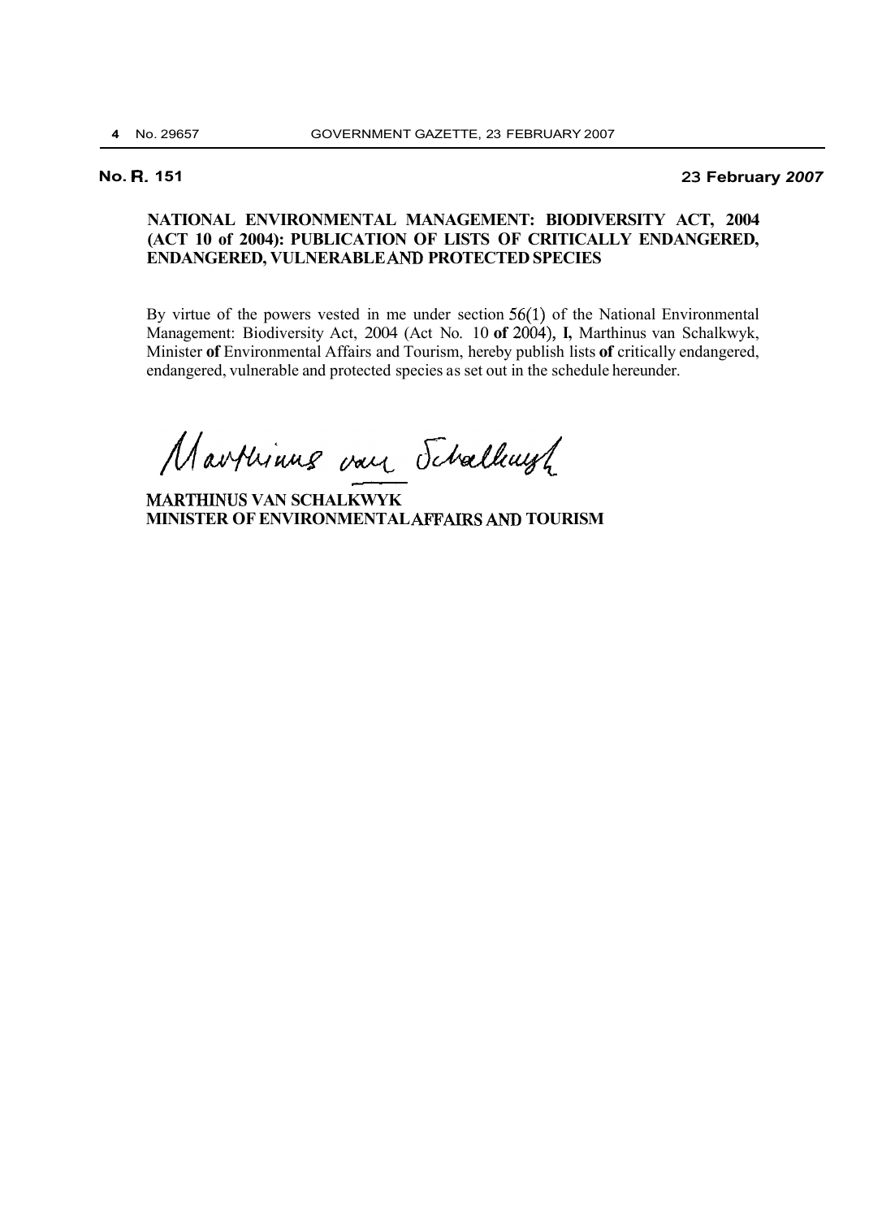**No. R. 151** **23 February *2007***

**NATIONAL ENVIRONMENTAL MANAGEMENT: BIODIVERSITY ACT, 2004 (ACT 10 of 2004): PUBLICATION OF LISTS OF CRITICALLY ENDANGERED, ENDANGERED, VULNERABLE AND PROTECTED SPECIES**

By virtue of the powers vested in me under section 56(1) of the National Environmental Management: Biodiversity Act, 2004 (Act No. 10 **of** 2004), **I,** Marthinus van Schalkwyk, Minister **of** Environmental Affairs and Tourism, hereby publish lists **of** critically endangered, endangered, vulnerable and protected species as set out in the schedule hereunder.

**MARTHINUS VAN SCHALKWYK**
**MINISTER OF ENVIRONMENTAL AFFAIRS AND TOURISM**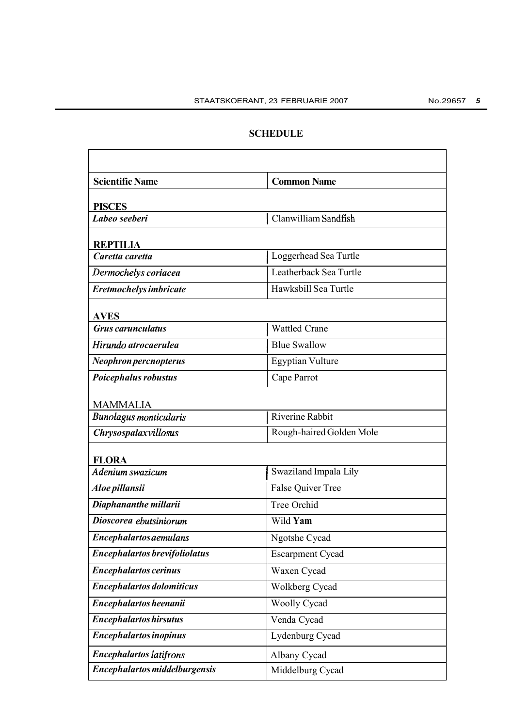## SCHEDULE

| Scientific Name | Common Name |
|---|---|
| **PISCES** | |
| ***Labeo seeberi*** | Clanwilliam Sandfish |
| **REPTILIA** | |
| ***Caretta caretta*** | Loggerhead Sea Turtle |
| ***Dermochelys coriacea*** | Leatherback Sea Turtle |
| ***Eretmochelys imbricate*** | Hawksbill Sea Turtle |
| **AVES** | |
| ***Grus carunculatus*** | Wattled Crane |
| ***Hirundo atrocaerulea*** | Blue Swallow |
| ***Neophron percnopterus*** | Egyptian Vulture |
| ***Poicephalus robustus*** | Cape Parrot |
| MAMMALIA | |
| ***Bunolagus monticularis*** | Riverine Rabbit |
| ***Chrysospalax villosus*** | Rough-haired Golden Mole |
| **FLORA** | |
| ***Adenium swazicum*** | Swaziland Impala Lily |
| ***Aloe pillansii*** | False Quiver Tree |
| ***Diaphananthe millarii*** | Tree Orchid |
| ***Dioscorea ebutsiniorum*** | Wild **Yam** |
| ***Encephalartos aemulans*** | Ngotshe Cycad |
| ***Encephalartos brevifoliolatus*** | Escarpment Cycad |
| ***Encephalartos cerinus*** | Waxen Cycad |
| ***Encephalartos dolomiticus*** | Wolkberg Cycad |
| ***Encephalartos heenanii*** | Woolly Cycad |
| ***Encephalartos hirsutus*** | Venda Cycad |
| ***Encephalartos inopinus*** | Lydenburg Cycad |
| ***Encephalartos latifrons*** | Albany Cycad |
| ***Encephalartos middelburgensis*** | Middelburg Cycad |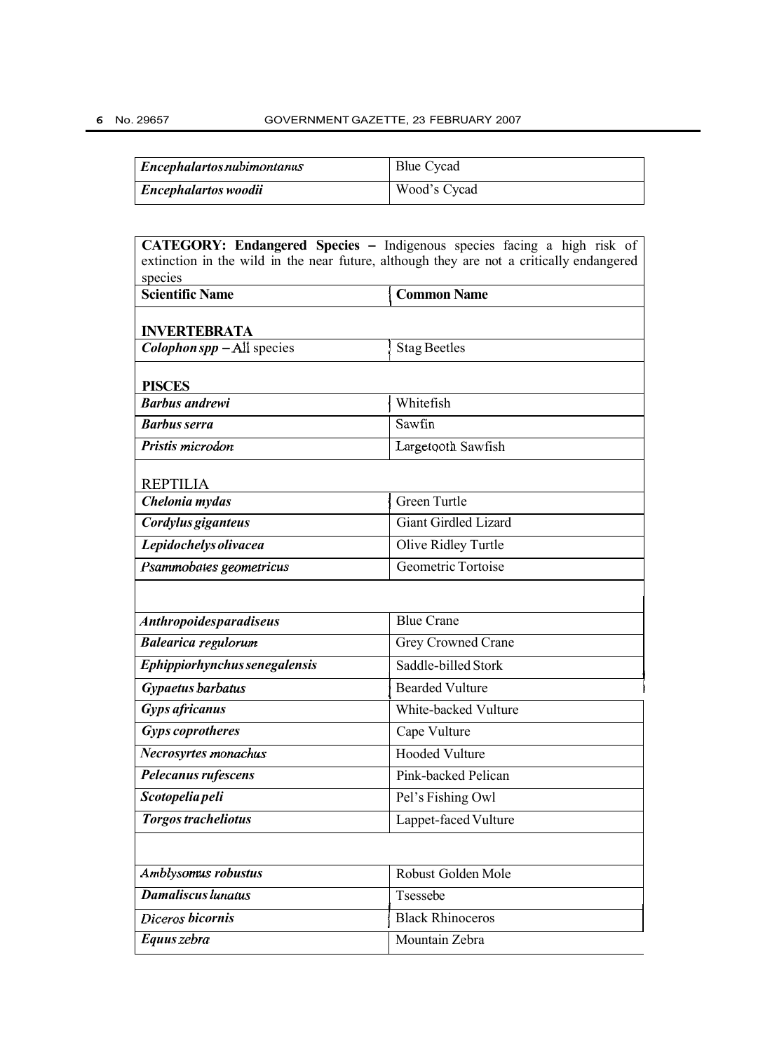| | |
|---|---|
| ***Encephalartos nubimontanus*** | Blue Cycad |
| ***Encephalartos woodii*** | Wood's Cycad |

| **CATEGORY: Endangered Species –** Indigenous species facing a high risk of extinction in the wild in the near future, although they are not a critically endangered species | |
|---|---|
| **Scientific Name** | **Common Name** |
| **INVERTEBRATA** | |
| ***Colophon spp*** **–** All species | Stag Beetles |
| **PISCES** | |
| ***Barbus andrewi*** | Whitefish |
| ***Barbus serra*** | Sawfin |
| ***Pristis microdon*** | Largetooth Sawfish |
| REPTILIA | |
| ***Chelonia mydas*** | Green Turtle |
| ***Cordylus giganteus*** | Giant Girdled Lizard |
| ***Lepidochelys olivacea*** | Olive Ridley Turtle |
| *Psammobates geometricus* | Geometric Tortoise |
| | |
| ***Anthropoides paradiseus*** | Blue Crane |
| ***Balearica regulorum*** | Grey Crowned Crane |
| ***Ephippiorhynchus senegalensis*** | Saddle-billed Stork |
| ***Gypaetus barbatus*** | Bearded Vulture |
| ***Gyps africanus*** | White-backed Vulture |
| ***Gyps coprotheres*** | Cape Vulture |
| ***Necrosyrtes monachus*** | Hooded Vulture |
| ***Pelecanus rufescens*** | Pink-backed Pelican |
| ***Scotopelia peli*** | Pel's Fishing Owl |
| ***Torgos tracheliotus*** | Lappet-faced Vulture |
| | |
| ***Amblysomus robustus*** | Robust Golden Mole |
| ***Damaliscus lunatus*** | Tsessebe |
| ***Diceros bicornis*** | Black Rhinoceros |
| ***Equus zebra*** | Mountain Zebra |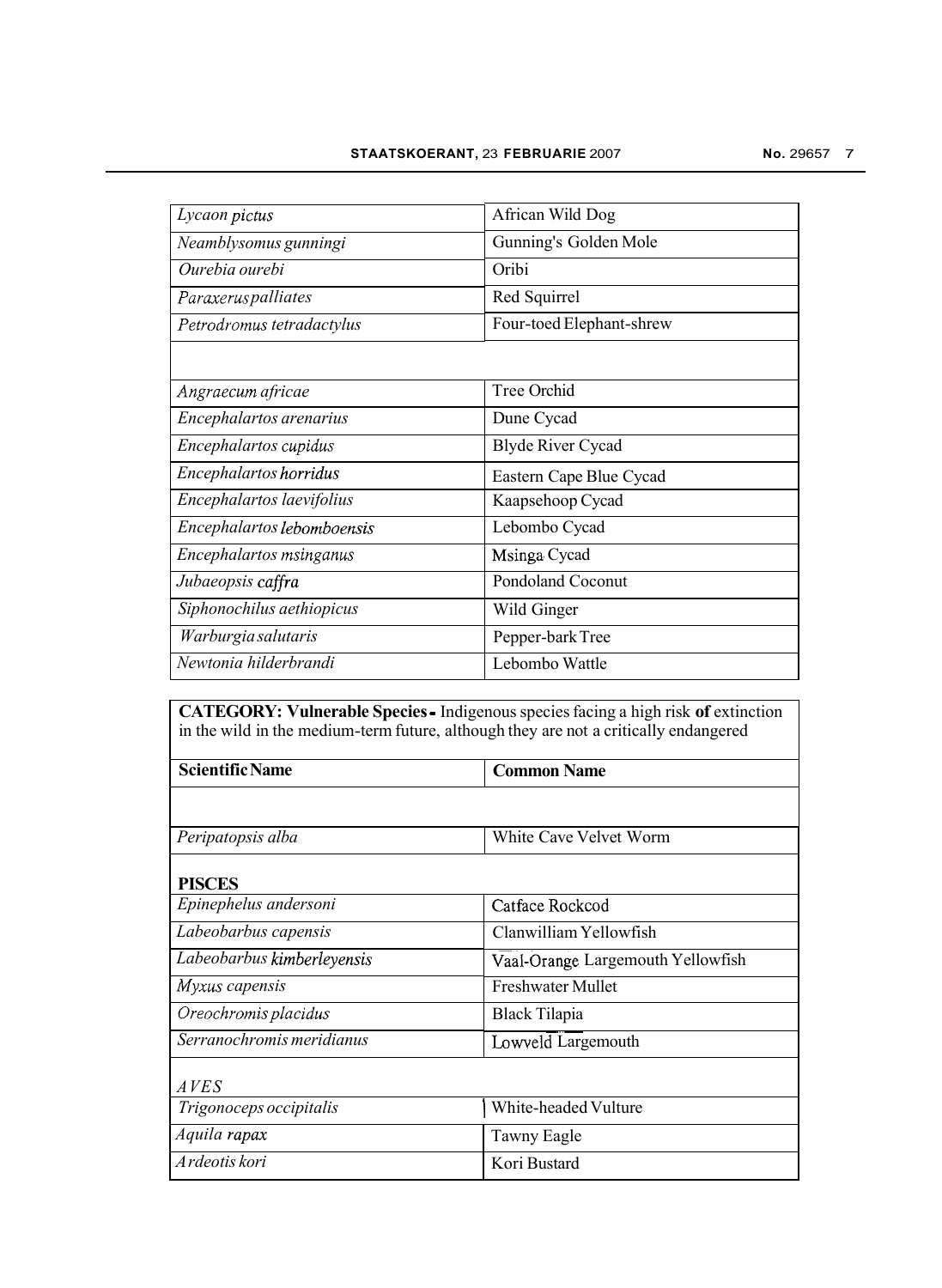| | |
|---|---|
| *Lycaon pictus* | African Wild Dog |
| *Neamblysomus gunningi* | Gunning's Golden Mole |
| *Ourebia ourebi* | Oribi |
| *Paraxerus palliates* | Red Squirrel |
| *Petrodromus tetradactylus* | Four-toed Elephant-shrew |
| | |
| *Angraecum africae* | Tree Orchid |
| *Encephalartos arenarius* | Dune Cycad |
| *Encephalartos cupidus* | Blyde River Cycad |
| *Encephalartos horridus* | Eastern Cape Blue Cycad |
| *Encephalartos laevifolius* | Kaapsehoop Cycad |
| *Encephalartos lebomboensis* | Lebombo Cycad |
| *Encephalartos msinganus* | Msinga Cycad |
| *Jubaeopsis caffra* | Pondoland Coconut |
| *Siphonochilus aethiopicus* | Wild Ginger |
| *Warburgia salutaris* | Pepper-bark Tree |
| *Newtonia hilderbrandi* | Lebombo Wattle |

**CATEGORY: Vulnerable Species -** Indigenous species facing a high risk **of** extinction in the wild in the medium-term future, although they are not a critically endangered

| **Scientific Name** | **Common Name** |
|---|---|
| | |
| *Peripatopsis alba* | White Cave Velvet Worm |
| **PISCES** | |
| *Epinephelus andersoni* | Catface Rockcod |
| *Labeobarbus capensis* | Clanwilliam Yellowfish |
| *Labeobarbus kimberleyensis* | Vaal-Orange Largemouth Yellowfish |
| *Myxus capensis* | Freshwater Mullet |
| *Oreochromis placidus* | Black Tilapia |
| *Serranochromis meridianus* | Lowveld Largemouth |
| *AVES* | |
| *Trigonoceps occipitalis* | White-headed Vulture |
| *Aquila rapax* | Tawny Eagle |
| *Ardeotis kori* | Kori Bustard |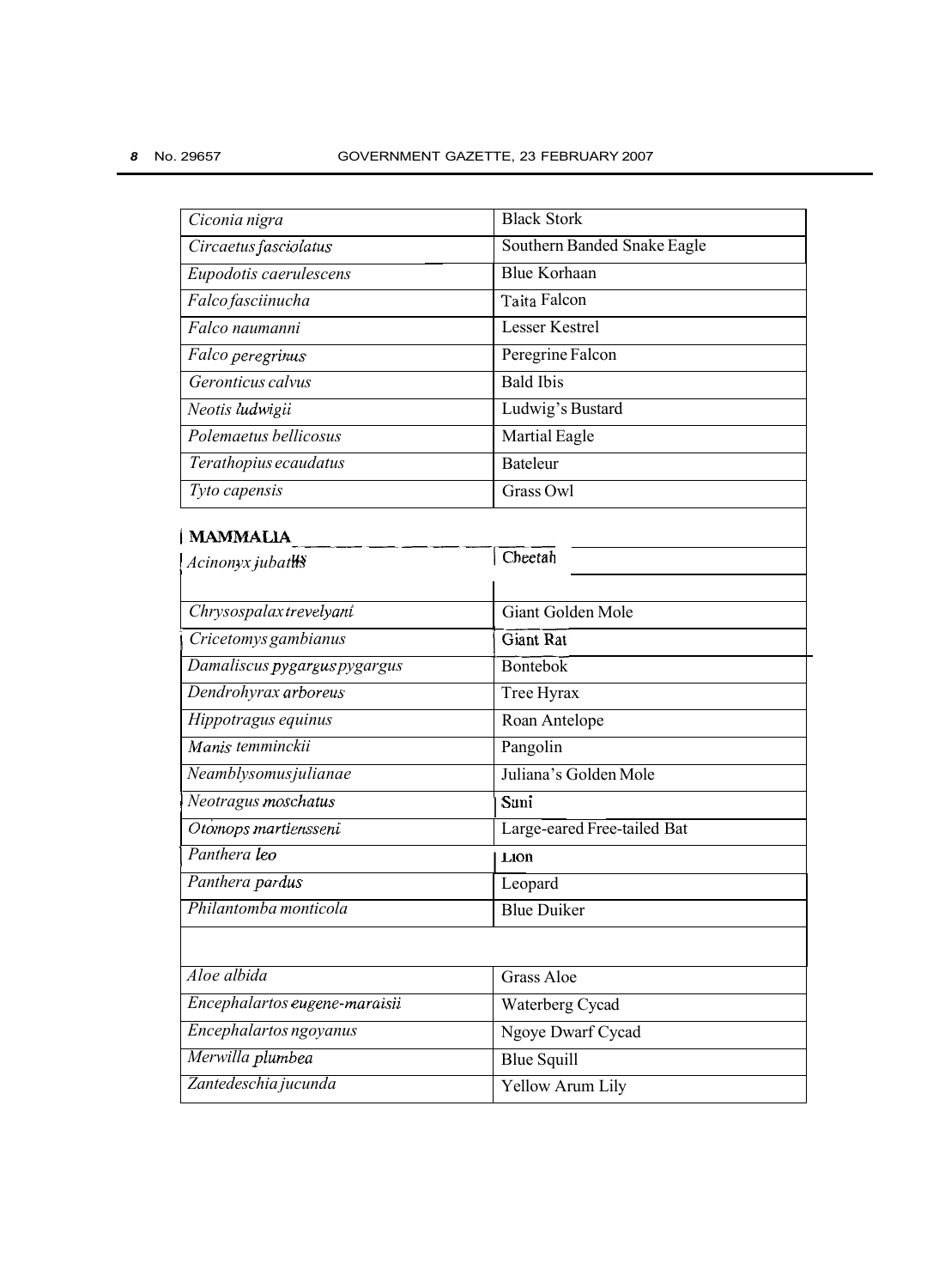| | |
|---|---|
| *Ciconia nigra* | Black Stork |
| *Circaetus fasciolatus* | Southern Banded Snake Eagle |
| *Eupodotis caerulescens* | Blue Korhaan |
| *Falco fasciinucha* | Taita Falcon |
| *Falco naumanni* | Lesser Kestrel |
| *Falco peregrinus* | Peregrine Falcon |
| *Geronticus calvus* | Bald Ibis |
| *Neotis ludwigii* | Ludwig's Bustard |
| *Polemaetus bellicosus* | Martial Eagle |
| *Terathopius ecaudatus* | Bateleur |
| *Tyto capensis* | Grass Owl |
| **MAMMALIA** | |
| *Acinonyx jubatus* | Cheetah |
| | |
| *Chrysospalax trevelyani* | Giant Golden Mole |
| *Cricetomys gambianus* | Giant Rat |
| *Damaliscus pygargus pygargus* | Bontebok |
| *Dendrohyrax arboreus* | Tree Hyrax |
| *Hippotragus equinus* | Roan Antelope |
| *Manis temminckii* | Pangolin |
| *Neamblysomus julianae* | Juliana's Golden Mole |
| *Neotragus moschatus* | Suni |
| *Otomops martiensseni* | Large-eared Free-tailed Bat |
| *Panthera leo* | Lion |
| *Panthera pardus* | Leopard |
| *Philantomba monticola* | Blue Duiker |
| | |
| *Aloe albida* | Grass Aloe |
| *Encephalartos eugene-maraisii* | Waterberg Cycad |
| *Encephalartos ngoyanus* | Ngoye Dwarf Cycad |
| *Merwilla plumbea* | Blue Squill |
| *Zantedeschia jucunda* | Yellow Arum Lily |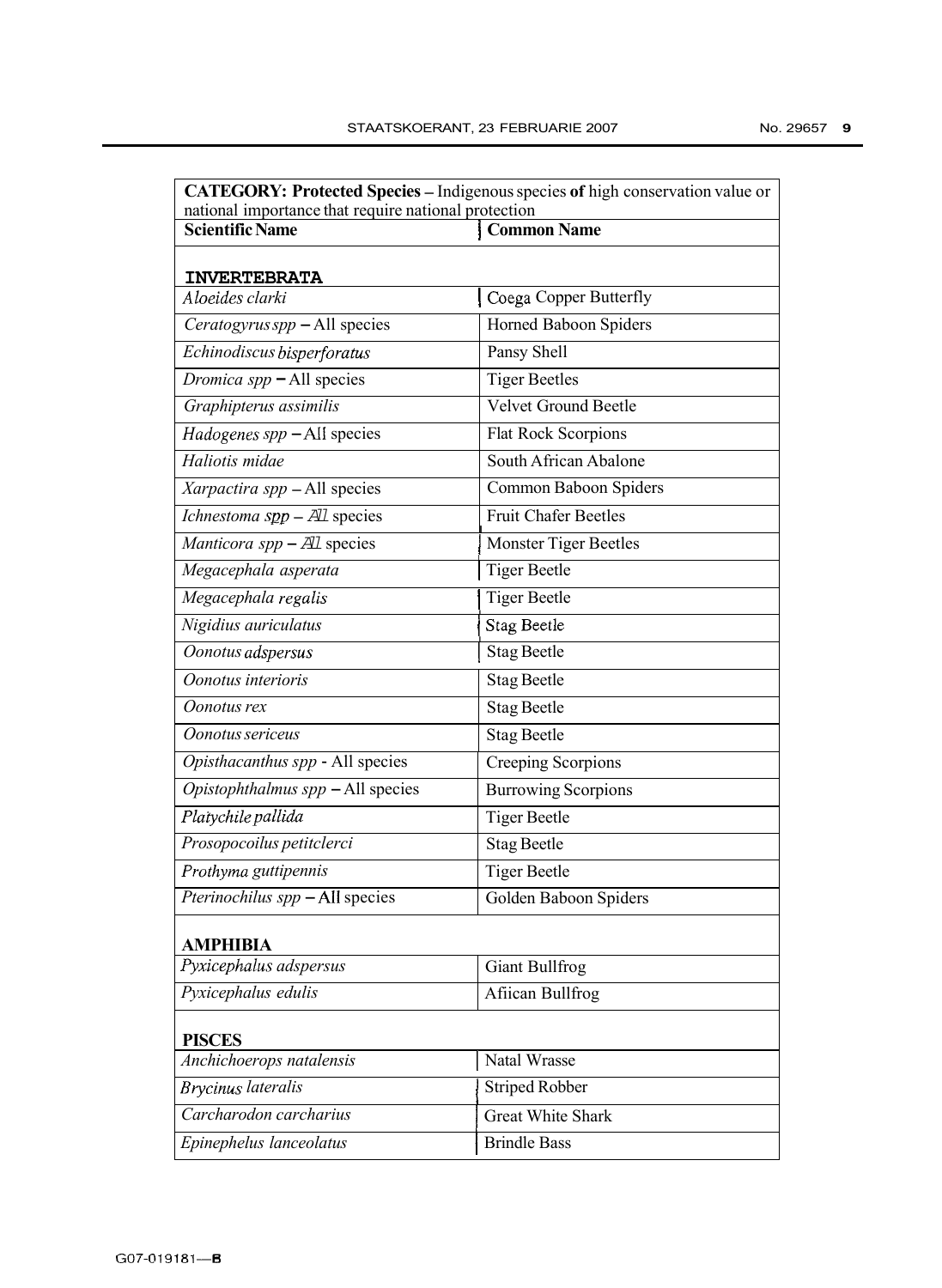| **CATEGORY: Protected Species –** Indigenous species **of** high conservation value or national importance that require national protection | |
|---|---|
| **Scientific Name** | **Common Name** |
| **INVERTEBRATA** | |
| *Aloeides clarki* | Coega Copper Butterfly |
| *Ceratogyrus spp* – All species | Horned Baboon Spiders |
| *Echinodiscus bisperforatus* | Pansy Shell |
| *Dromica spp* – All species | Tiger Beetles |
| *Graphipterus assimilis* | Velvet Ground Beetle |
| *Hadogenes spp* – All species | Flat Rock Scorpions |
| *Haliotis midae* | South African Abalone |
| *Xarpactira spp* – All species | Common Baboon Spiders |
| *Ichnestoma spp* – All species | Fruit Chafer Beetles |
| *Manticora spp* – All species | Monster Tiger Beetles |
| *Megacephala asperata* | Tiger Beetle |
| *Megacephala regalis* | Tiger Beetle |
| *Nigidius auriculatus* | Stag Beetle |
| *Oonotus adspersus* | Stag Beetle |
| *Oonotus interioris* | Stag Beetle |
| *Oonotus rex* | Stag Beetle |
| *Oonotus sericeus* | Stag Beetle |
| *Opisthacanthus spp* - All species | Creeping Scorpions |
| *Opistophthalmus spp* – All species | Burrowing Scorpions |
| *Platychile pallida* | Tiger Beetle |
| *Prosopocoilus petitclerci* | Stag Beetle |
| *Prothyma guttipennis* | Tiger Beetle |
| *Pterinochilus spp* – All species | Golden Baboon Spiders |
| **AMPHIBIA** | |
| *Pyxicephalus adspersus* | Giant Bullfrog |
| *Pyxicephalus edulis* | Afiican Bullfrog |
| **PISCES** | |
| *Anchichoerops natalensis* | Natal Wrasse |
| *Brycinus lateralis* | Striped Robber |
| *Carcharodon carcharius* | Great White Shark |
| *Epinephelus lanceolatus* | Brindle Bass |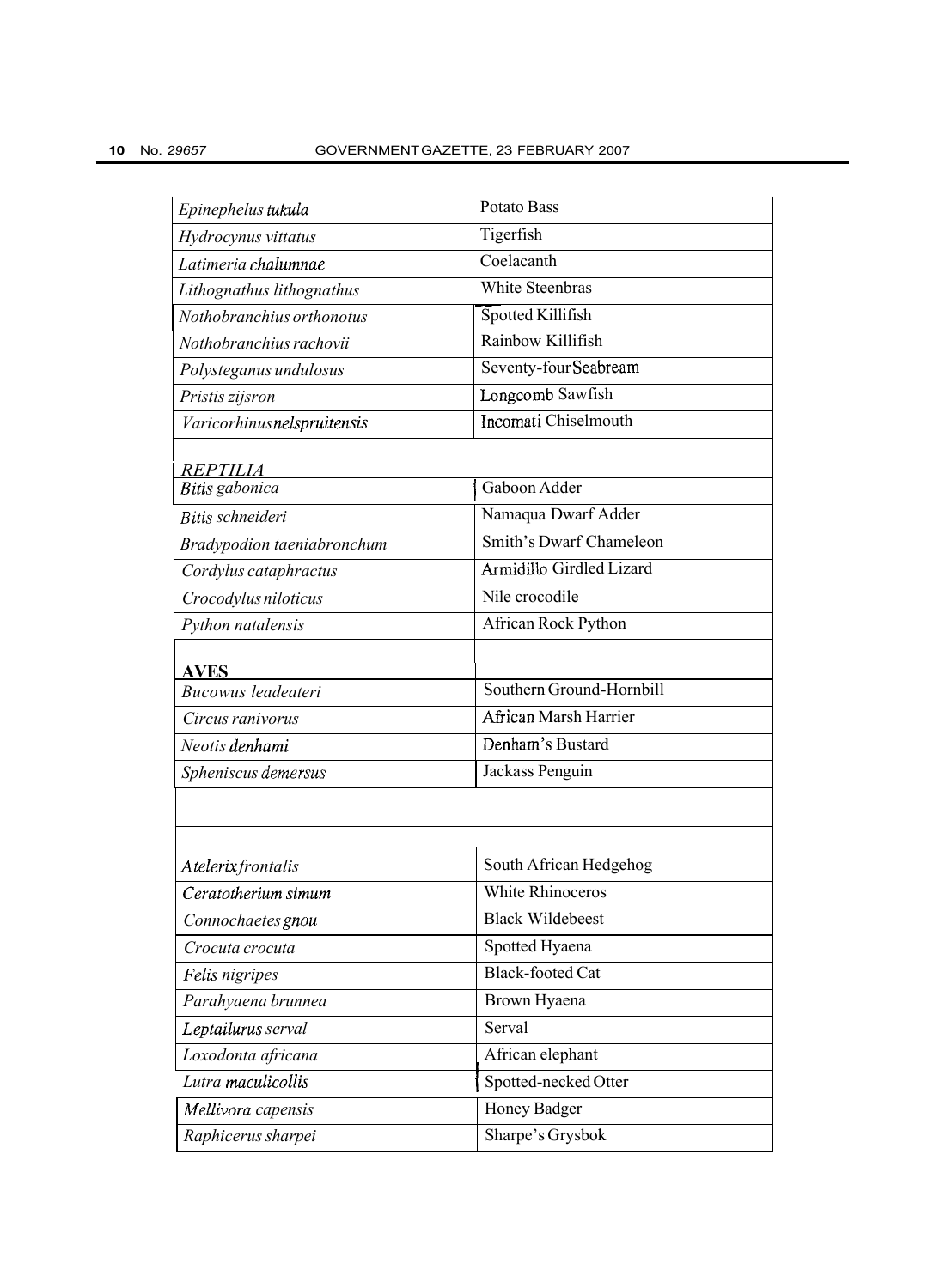| | |
|---|---|
| *Epinephelus tukula* | Potato Bass |
| *Hydrocynus vittatus* | Tigerfish |
| *Latimeria chalumnae* | Coelacanth |
| *Lithognathus lithognathus* | White Steenbras |
| *Nothobranchius orthonotus* | Spotted Killifish |
| *Nothobranchius rachovii* | Rainbow Killifish |
| *Polysteganus undulosus* | Seventy-four Seabream |
| *Pristis zijsron* | Longcomb Sawfish |
| *Varicorhinus nelspruitensis* | Incomati Chiselmouth |
| ***REPTILIA*** | |
| *Bitis gabonica* | Gaboon Adder |
| *Bitis schneideri* | Namaqua Dwarf Adder |
| *Bradypodion taeniabronchum* | Smith's Dwarf Chameleon |
| *Cordylus cataphractus* | Armidillo Girdled Lizard |
| *Crocodylus niloticus* | Nile crocodile |
| *Python natalensis* | African Rock Python |
| **AVES** | |
| *Bucowus leadeateri* | Southern Ground-Hornbill |
| *Circus ranivorus* | African Marsh Harrier |
| *Neotis denhami* | Denham's Bustard |
| *Spheniscus demersus* | Jackass Penguin |
| | |
| | |
| *Atelerix frontalis* | South African Hedgehog |
| *Ceratotherium simum* | White Rhinoceros |
| *Connochaetes gnou* | Black Wildebeest |
| *Crocuta crocuta* | Spotted Hyaena |
| *Felis nigripes* | Black-footed Cat |
| *Parahyaena brunnea* | Brown Hyaena |
| *Leptailurus serval* | Serval |
| *Loxodonta africana* | African elephant |
| *Lutra maculicollis* | Spotted-necked Otter |
| *Mellivora capensis* | Honey Badger |
| *Raphicerus sharpei* | Sharpe's Grysbok |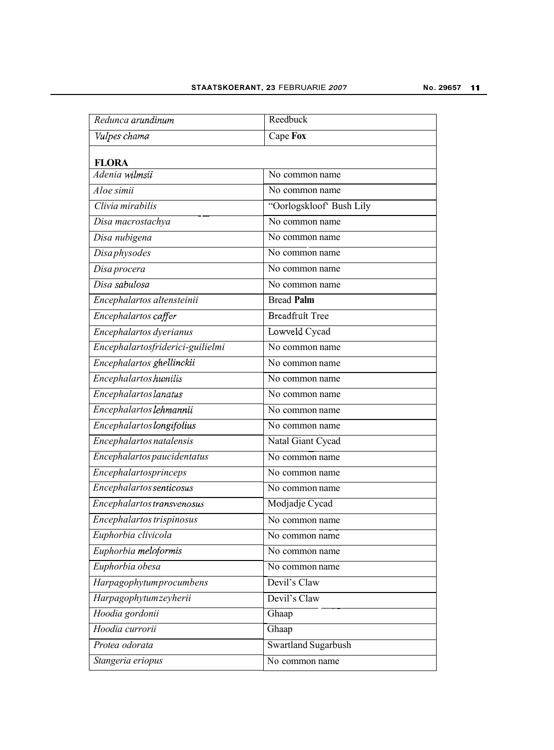| | |
|---|---|
| *Redunca arundinum* | Reedbuck |
| *Vulpes chama* | Cape **Fox** |
| **FLORA** | |
| *Adenia wilmsii* | No common name |
| *Aloe simii* | No common name |
| *Clivia mirabilis* | "Oorlogskloof' Bush Lily |
| *Disa macrostachya* | No common name |
| *Disa nubigena* | No common name |
| *Disa physodes* | No common name |
| *Disa procera* | No common name |
| *Disa sabulosa* | No common name |
| *Encephalartos altensteinii* | Bread **Palm** |
| *Encephalartos caffer* | Breadfruit Tree |
| *Encephalartos dyerianus* | Lowveld Cycad |
| *Encephalartosfriderici-guilielmi* | No common name |
| *Encephalartos ghellinckii* | No common name |
| *Encephalartos humilis* | No common name |
| *Encephalartos lanatus* | No common name |
| *Encephalartos lehmannii* | No common name |
| *Encephalartos longifolius* | No common name |
| *Encephalartos natalensis* | Natal Giant Cycad |
| *Encephalartos paucidentatus* | No common name |
| *Encephalartosprinceps* | No common name |
| *Encephalartos senticosus* | No common name |
| *Encephalartos transvenosus* | Modjadje Cycad |
| *Encephalartos trispinosus* | No common name |
| *Euphorbia clivicola* | No common name |
| *Euphorbia meloformis* | No common name |
| *Euphorbia obesa* | No common name |
| *Harpagophytumprocumbens* | Devil's Claw |
| *Harpagophytumzeyherii* | Devil's Claw |
| *Hoodia gordonii* | Ghaap |
| *Hoodia currorii* | Ghaap |
| *Protea odorata* | Swartland Sugarbush |
| *Stangeria eriopus* | No common name |